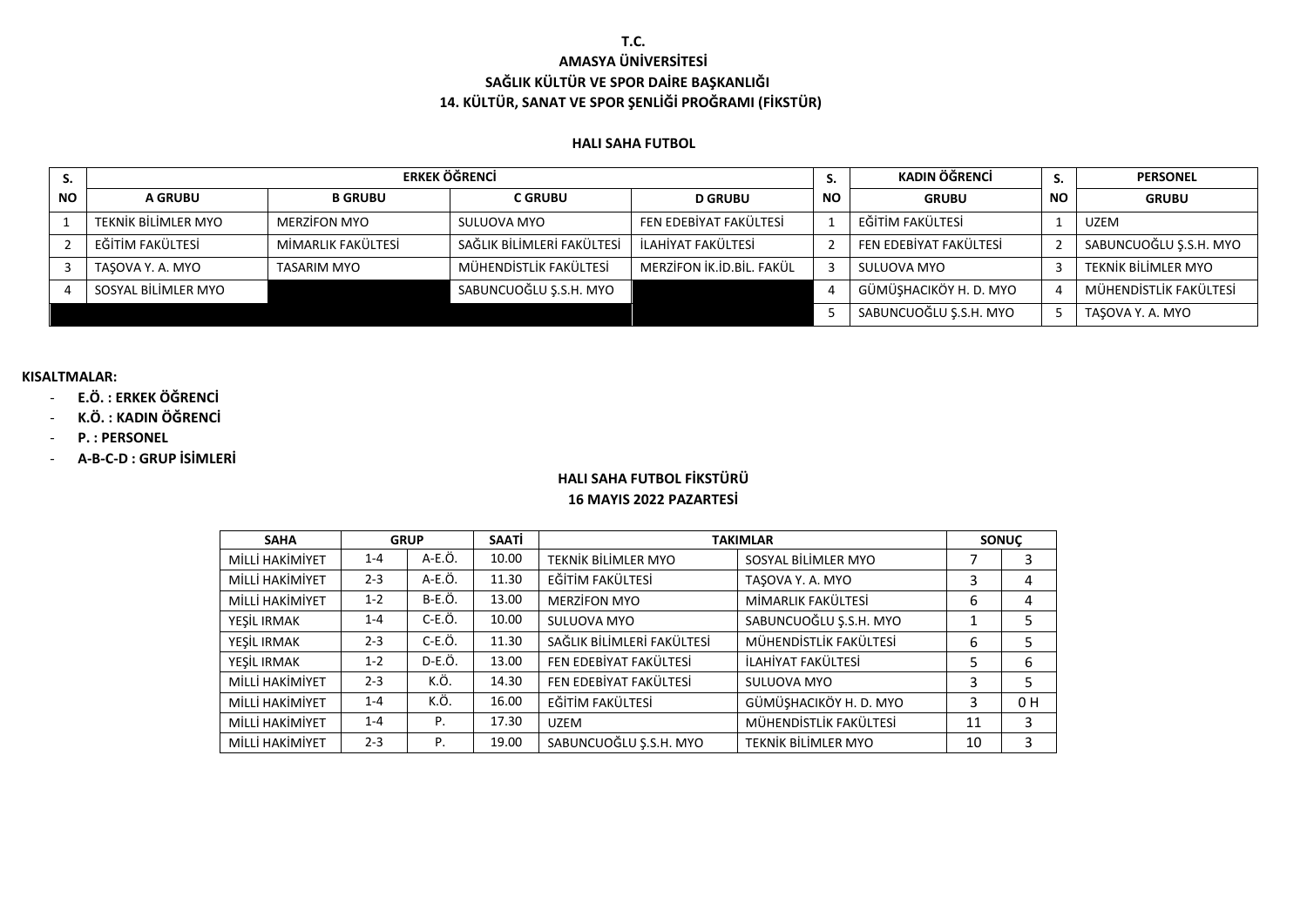**T.C.**
**AMASYA ÜNİVERSİTESİ**
**SAĞLIK KÜLTÜR VE SPOR DAİRE BAŞKANLIĞI**
**14. KÜLTÜR, SANAT VE SPOR ŞENLİĞİ PROĞRAMI (FİKSTÜR)**

**HALI SAHA FUTBOL**

| S. NO | ERKEK ÖĞRENCİ | | | | S. NO | KADIN ÖĞRENCİ | S. NO | PERSONEL |
|---|---|---|---|---|---|---|---|---|
| | A GRUBU | B GRUBU | C GRUBU | D GRUBU | | GRUBU | | GRUBU |
| 1 | TEKNİK BİLİMLER MYO | MERZİFON MYO | SULUOVA MYO | FEN EDEBİYAT FAKÜLTESİ | 1 | EĞİTİM FAKÜLTESİ | 1 | UZEM |
| 2 | EĞİTİM FAKÜLTESİ | MİMARLIK FAKÜLTESİ | SAĞLIK BİLİMLERİ FAKÜLTESİ | İLAHİYAT FAKÜLTESİ | 2 | FEN EDEBİYAT FAKÜLTESİ | 2 | SABUNCUOĞLU Ş.S.H. MYO |
| 3 | TAŞOVA Y. A. MYO | TASARIM MYO | MÜHENDİSTLİK FAKÜLTESİ | MERZİFON İK.İD.BİL. FAKÜL | 3 | SULUOVA MYO | 3 | TEKNİK BİLİMLER MYO |
| 4 | SOSYAL BİLİMLER MYO | | SABUNCUOĞLU Ş.S.H. MYO | | 4 | GÜMÜŞHACIKÖY H. D. MYO | 4 | MÜHENDİSTLİK FAKÜLTESİ |
| | | | | | 5 | SABUNCUOĞLU Ş.S.H. MYO | 5 | TAŞOVA Y. A. MYO |

**KISALTMALAR:**

- **E.Ö. : ERKEK ÖĞRENCİ**
- **K.Ö. : KADIN ÖĞRENCİ**
- **P. : PERSONEL**
- **A-B-C-D : GRUP İSİMLERİ**

**HALI SAHA FUTBOL FİKSTÜRÜ**
**16 MAYIS 2022 PAZARTESİ**

| SAHA | GRUP | | SAATİ | TAKIMLAR | | SONUÇ | |
|---|---|---|---|---|---|---|---|
| MİLLİ HAKİMİYET | 1-4 | A-E.Ö. | 10.00 | TEKNİK BİLİMLER MYO | SOSYAL BİLİMLER MYO | 7 | 3 |
| MİLLİ HAKİMİYET | 2-3 | A-E.Ö. | 11.30 | EĞİTİM FAKÜLTESİ | TAŞOVA Y. A. MYO | 3 | 4 |
| MİLLİ HAKİMİYET | 1-2 | B-E.Ö. | 13.00 | MERZİFON MYO | MİMARLIK FAKÜLTESİ | 6 | 4 |
| YEŞİL IRMAK | 1-4 | C-E.Ö. | 10.00 | SULUOVA MYO | SABUNCUOĞLU Ş.S.H. MYO | 1 | 5 |
| YEŞİL IRMAK | 2-3 | C-E.Ö. | 11.30 | SAĞLIK BİLİMLERİ FAKÜLTESİ | MÜHENDİSTLİK FAKÜLTESİ | 6 | 5 |
| YEŞİL IRMAK | 1-2 | D-E.Ö. | 13.00 | FEN EDEBİYAT FAKÜLTESİ | İLAHİYAT FAKÜLTESİ | 5 | 6 |
| MİLLİ HAKİMİYET | 2-3 | K.Ö. | 14.30 | FEN EDEBİYAT FAKÜLTESİ | SULUOVA MYO | 3 | 5 |
| MİLLİ HAKİMİYET | 1-4 | K.Ö. | 16.00 | EĞİTİM FAKÜLTESİ | GÜMÜŞHACIKÖY H. D. MYO | 3 | 0 H |
| MİLLİ HAKİMİYET | 1-4 | P. | 17.30 | UZEM | MÜHENDİSTLİK FAKÜLTESİ | 11 | 3 |
| MİLLİ HAKİMİYET | 2-3 | P. | 19.00 | SABUNCUOĞLU Ş.S.H. MYO | TEKNİK BİLİMLER MYO | 10 | 3 |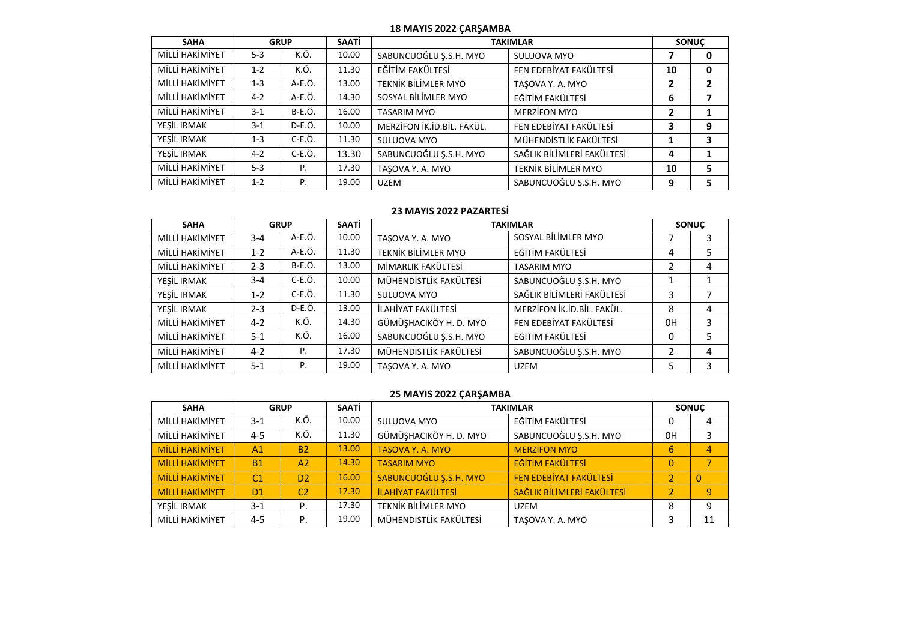### 18 MAYIS 2022 ÇARŞAMBA

| SAHA | GRUP | | SAATİ | TAKIMLAR | | SONUÇ | |
|---|---|---|---|---|---|---|---|
| MİLLİ HAKİMİYET | 5-3 | K.Ö. | 10.00 | SABUNCUOĞLU Ş.S.H. MYO | SULUOVA MYO | 7 | 0 |
| MİLLİ HAKİMİYET | 1-2 | K.Ö. | 11.30 | EĞİTİM FAKÜLTESİ | FEN EDEBİYAT FAKÜLTESİ | 10 | 0 |
| MİLLİ HAKİMİYET | 1-3 | A-E.Ö. | 13.00 | TEKNİK BİLİMLER MYO | TAŞOVA Y. A. MYO | 2 | 2 |
| MİLLİ HAKİMİYET | 4-2 | A-E.Ö. | 14.30 | SOSYAL BİLİMLER MYO | EĞİTİM FAKÜLTESİ | 6 | 7 |
| MİLLİ HAKİMİYET | 3-1 | B-E.Ö. | 16.00 | TASARIM MYO | MERZİFON MYO | 2 | 1 |
| YEŞİL IRMAK | 3-1 | D-E.Ö. | 10.00 | MERZİFON İK.İD.BİL. FAKÜL. | FEN EDEBİYAT FAKÜLTESİ | 3 | 9 |
| YEŞİL IRMAK | 1-3 | C-E.Ö. | 11.30 | SULUOVA MYO | MÜHENDİSTLİK FAKÜLTESİ | 1 | 3 |
| YEŞİL IRMAK | 4-2 | C-E.Ö. | 13.30 | SABUNCUOĞLU Ş.S.H. MYO | SAĞLIK BİLİMLERİ FAKÜLTESİ | 4 | 1 |
| MİLLİ HAKİMİYET | 5-3 | P. | 17.30 | TAŞOVA Y. A. MYO | TEKNİK BİLİMLER MYO | 10 | 5 |
| MİLLİ HAKİMİYET | 1-2 | P. | 19.00 | UZEM | SABUNCUOĞLU Ş.S.H. MYO | 9 | 5 |

### 23 MAYIS 2022 PAZARTESİ

| SAHA | GRUP | | SAATİ | TAKIMLAR | | SONUÇ | |
|---|---|---|---|---|---|---|---|
| MİLLİ HAKİMİYET | 3-4 | A-E.Ö. | 10.00 | TAŞOVA Y. A. MYO | SOSYAL BİLİMLER MYO | 7 | 3 |
| MİLLİ HAKİMİYET | 1-2 | A-E.Ö. | 11.30 | TEKNİK BİLİMLER MYO | EĞİTİM FAKÜLTESİ | 4 | 5 |
| MİLLİ HAKİMİYET | 2-3 | B-E.Ö. | 13.00 | MİMARLIK FAKÜLTESİ | TASARIM MYO | 2 | 4 |
| YEŞİL IRMAK | 3-4 | C-E.Ö. | 10.00 | MÜHENDİSTLİK FAKÜLTESİ | SABUNCUOĞLU Ş.S.H. MYO | 1 | 1 |
| YEŞİL IRMAK | 1-2 | C-E.Ö. | 11.30 | SULUOVA MYO | SAĞLIK BİLİMLERİ FAKÜLTESİ | 3 | 7 |
| YEŞİL IRMAK | 2-3 | D-E.Ö. | 13.00 | İLAHİYAT FAKÜLTESİ | MERZİFON İK.İD.BİL. FAKÜL. | 8 | 4 |
| MİLLİ HAKİMİYET | 4-2 | K.Ö. | 14.30 | GÜMÜŞHACIKÖY H. D. MYO | FEN EDEBİYAT FAKÜLTESİ | 0H | 3 |
| MİLLİ HAKİMİYET | 5-1 | K.Ö. | 16.00 | SABUNCUOĞLU Ş.S.H. MYO | EĞİTİM FAKÜLTESİ | 0 | 5 |
| MİLLİ HAKİMİYET | 4-2 | P. | 17.30 | MÜHENDİSTLİK FAKÜLTESİ | SABUNCUOĞLU Ş.S.H. MYO | 2 | 4 |
| MİLLİ HAKİMİYET | 5-1 | P. | 19.00 | TAŞOVA Y. A. MYO | UZEM | 5 | 3 |

### 25 MAYIS 2022 ÇARŞAMBA

| SAHA | GRUP | | SAATİ | TAKIMLAR | | SONUÇ | |
|---|---|---|---|---|---|---|---|
| MİLLİ HAKİMİYET | 3-1 | K.Ö. | 10.00 | SULUOVA MYO | EĞİTİM FAKÜLTESİ | 0 | 4 |
| MİLLİ HAKİMİYET | 4-5 | K.Ö. | 11.30 | GÜMÜŞHACIKÖY H. D. MYO | SABUNCUOĞLU Ş.S.H. MYO | 0H | 3 |
| MİLLİ HAKİMİYET | A1 | B2 | 13.00 | TAŞOVA Y. A. MYO | MERZİFON MYO | 6 | 4 |
| MİLLİ HAKİMİYET | B1 | A2 | 14.30 | TASARIM MYO | EĞİTİM FAKÜLTESİ | 0 | 7 |
| MİLLİ HAKİMİYET | C1 | D2 | 16.00 | SABUNCUOĞLU Ş.S.H. MYO | FEN EDEBİYAT FAKÜLTESİ | 2 | 0 |
| MİLLİ HAKİMİYET | D1 | C2 | 17.30 | İLAHİYAT FAKÜLTESİ | SAĞLIK BİLİMLERİ FAKÜLTESİ | 2 | 9 |
| YEŞİL IRMAK | 3-1 | P. | 17.30 | TEKNİK BİLİMLER MYO | UZEM | 8 | 9 |
| MİLLİ HAKİMİYET | 4-5 | P. | 19.00 | MÜHENDİSTLİK FAKÜLTESİ | TAŞOVA Y. A. MYO | 3 | 11 |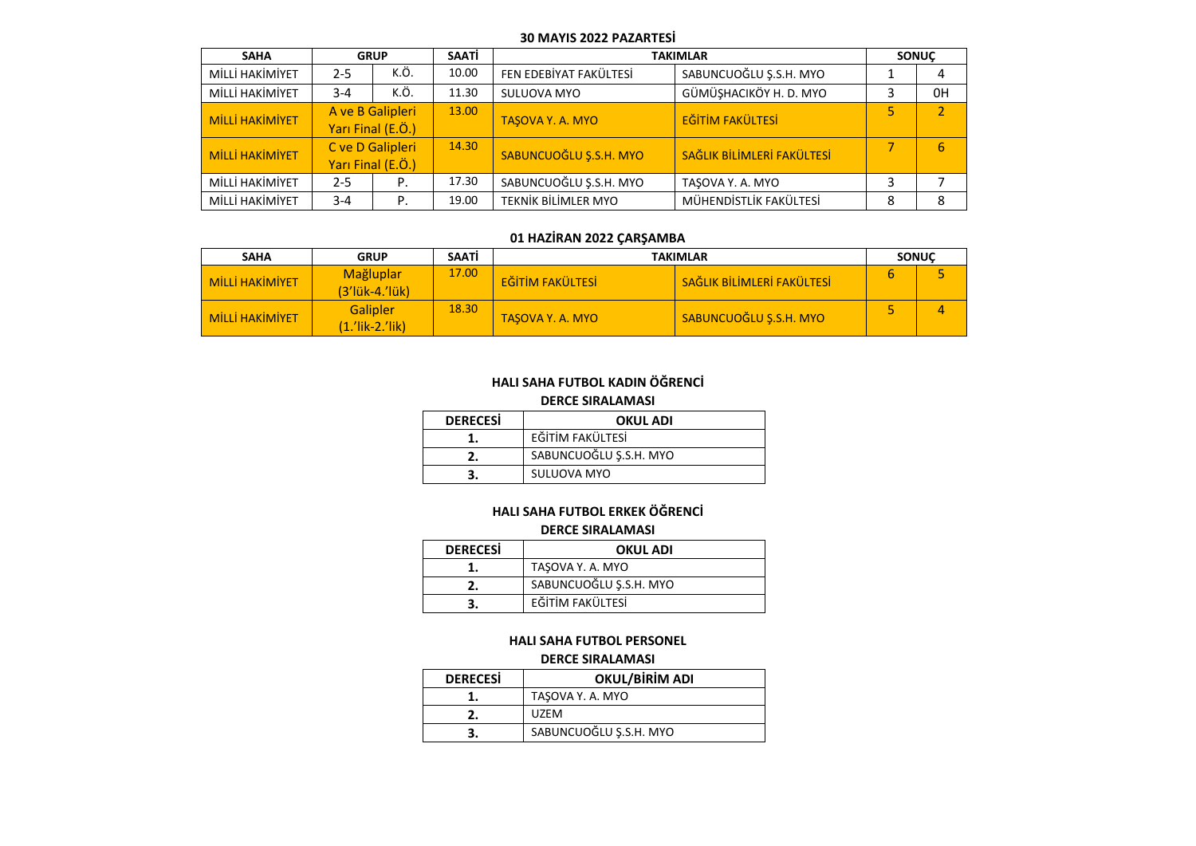**30 MAYIS 2022 PAZARTESİ**

| SAHA | GRUP | | SAATİ | TAKIMLAR | | SONUÇ | |
|---|---|---|---|---|---|---|---|
| MİLLİ HAKİMİYET | 2-5 | K.Ö. | 10.00 | FEN EDEBİYAT FAKÜLTESİ | SABUNCUOĞLU Ş.S.H. MYO | 1 | 4 |
| MİLLİ HAKİMİYET | 3-4 | K.Ö. | 11.30 | SULUOVA MYO | GÜMÜŞHACIKÖY H. D. MYO | 3 | 0H |
| MİLLİ HAKİMİYET | A ve B Galipleri Yarı Final (E.Ö.) | | 13.00 | TAŞOVA Y. A. MYO | EĞİTİM FAKÜLTESİ | 5 | 2 |
| MİLLİ HAKİMİYET | C ve D Galipleri Yarı Final (E.Ö.) | | 14.30 | SABUNCUOĞLU Ş.S.H. MYO | SAĞLIK BİLİMLERİ FAKÜLTESİ | 7 | 6 |
| MİLLİ HAKİMİYET | 2-5 | P. | 17.30 | SABUNCUOĞLU Ş.S.H. MYO | TAŞOVA Y. A. MYO | 3 | 7 |
| MİLLİ HAKİMİYET | 3-4 | P. | 19.00 | TEKNİK BİLİMLER MYO | MÜHENDİSTLİK FAKÜLTESİ | 8 | 8 |

**01 HAZİRAN 2022 ÇARŞAMBA**

| SAHA | GRUP | SAATİ | TAKIMLAR | | SONUÇ | |
|---|---|---|---|---|---|---|
| MİLLİ HAKİMİYET | Mağluplar (3'lük-4.'lük) | 17.00 | EĞİTİM FAKÜLTESİ | SAĞLIK BİLİMLERİ FAKÜLTESİ | 6 | 5 |
| MİLLİ HAKİMİYET | Galipler (1.'lik-2.'lik) | 18.30 | TAŞOVA Y. A. MYO | SABUNCUOĞLU Ş.S.H. MYO | 5 | 4 |

**HALI SAHA FUTBOL KADIN ÖĞRENCİ**

**DERCE SIRALAMASI**

| DERECESİ | OKUL ADI |
|---|---|
| 1. | EĞİTİM FAKÜLTESİ |
| 2. | SABUNCUOĞLU Ş.S.H. MYO |
| 3. | SULUOVA MYO |

**HALI SAHA FUTBOL ERKEK ÖĞRENCİ**

**DERCE SIRALAMASI**

| DERECESİ | OKUL ADI |
|---|---|
| 1. | TAŞOVA Y. A. MYO |
| 2. | SABUNCUOĞLU Ş.S.H. MYO |
| 3. | EĞİTİM FAKÜLTESİ |

**HALI SAHA FUTBOL PERSONEL**

**DERCE SIRALAMASI**

| DERECESİ | OKUL/BİRİM ADI |
|---|---|
| 1. | TAŞOVA Y. A. MYO |
| 2. | UZEM |
| 3. | SABUNCUOĞLU Ş.S.H. MYO |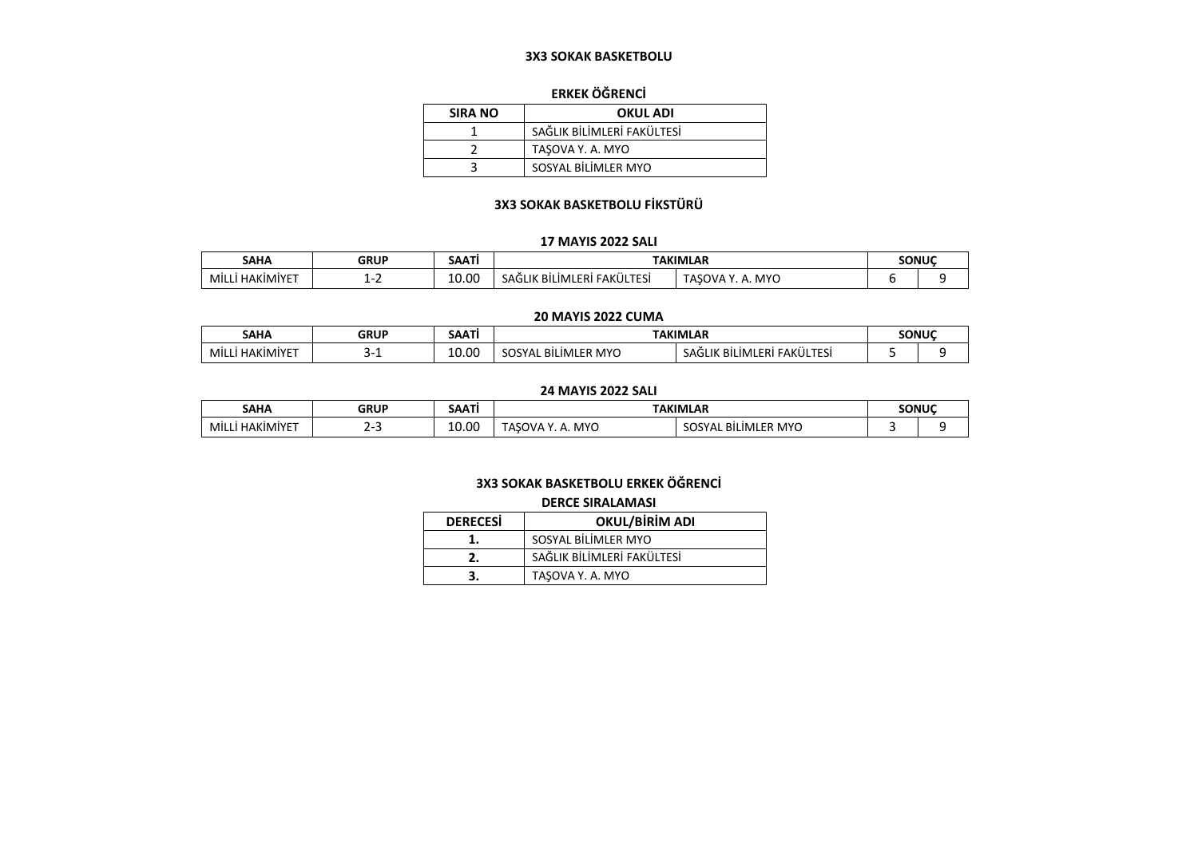# 3X3 SOKAK BASKETBOLU

## ERKEK ÖĞRENCİ

| SIRA NO | OKUL ADI |
|---|---|
| 1 | SAĞLIK BİLİMLERİ FAKÜLTESİ |
| 2 | TAŞOVA Y. A. MYO |
| 3 | SOSYAL BİLİMLER MYO |

## 3X3 SOKAK BASKETBOLU FİKSTÜRÜ

### 17 MAYIS 2022 SALI

| SAHA | GRUP | SAATİ | TAKIMLAR | | SONUÇ | |
|---|---|---|---|---|---|---|
| MİLLİ HAKİMİYET | 1-2 | 10.00 | SAĞLIK BİLİMLERİ FAKÜLTESİ | TAŞOVA Y. A. MYO | 6 | 9 |

### 20 MAYIS 2022 CUMA

| SAHA | GRUP | SAATİ | TAKIMLAR | | SONUÇ | |
|---|---|---|---|---|---|---|
| MİLLİ HAKİMİYET | 3-1 | 10.00 | SOSYAL BİLİMLER MYO | SAĞLIK BİLİMLERİ FAKÜLTESİ | 5 | 9 |

### 24 MAYIS 2022 SALI

| SAHA | GRUP | SAATİ | TAKIMLAR | | SONUÇ | |
|---|---|---|---|---|---|---|
| MİLLİ HAKİMİYET | 2-3 | 10.00 | TAŞOVA Y. A. MYO | SOSYAL BİLİMLER MYO | 3 | 9 |

## 3X3 SOKAK BASKETBOLU ERKEK ÖĞRENCİ

### DERCE SIRALAMASI

| DERECESİ | OKUL/BİRİM ADI |
|---|---|
| 1. | SOSYAL BİLİMLER MYO |
| 2. | SAĞLIK BİLİMLERİ FAKÜLTESİ |
| 3. | TAŞOVA Y. A. MYO |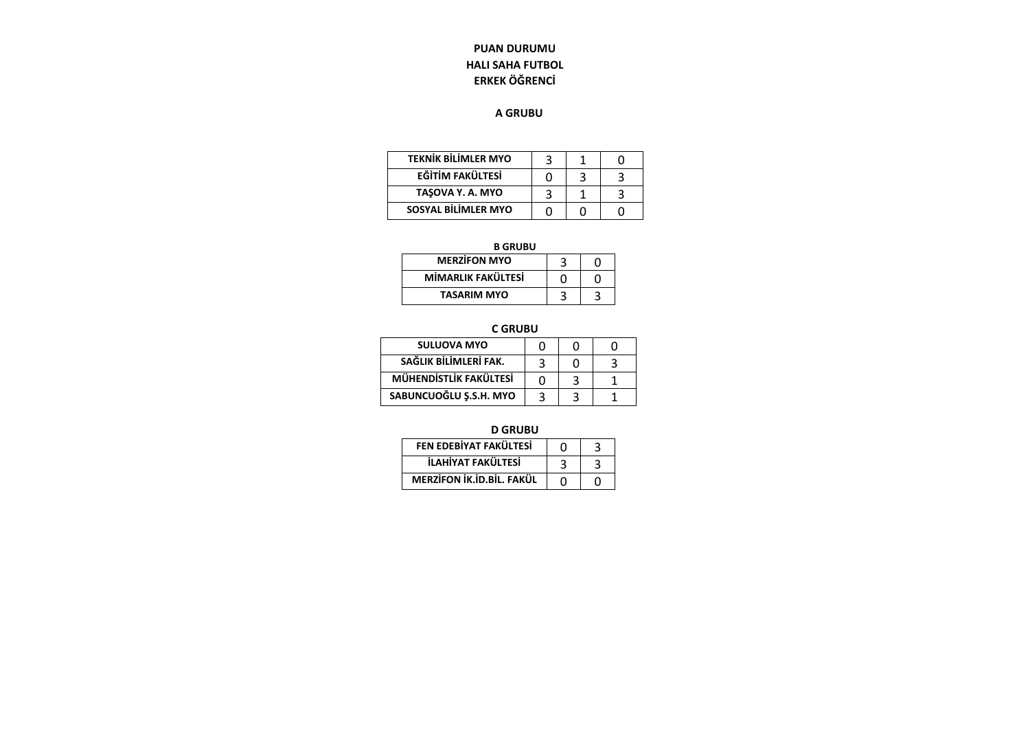**PUAN DURUMU**

**HALI SAHA FUTBOL**

**ERKEK ÖĞRENCİ**

**A GRUBU**

| | | | |
|---|---|---|---|
| **TEKNİK BİLİMLER MYO** | 3 | 1 | 0 |
| **EĞİTİM FAKÜLTESİ** | 0 | 3 | 3 |
| **TAŞOVA Y. A. MYO** | 3 | 1 | 3 |
| **SOSYAL BİLİMLER MYO** | 0 | 0 | 0 |

**B GRUBU**

| | | |
|---|---|---|
| **MERZİFON MYO** | 3 | 0 |
| **MİMARLIK FAKÜLTESİ** | 0 | 0 |
| **TASARIM MYO** | 3 | 3 |

**C GRUBU**

| | | | |
|---|---|---|---|
| **SULUOVA MYO** | 0 | 0 | 0 |
| **SAĞLIK BİLİMLERİ FAK.** | 3 | 0 | 3 |
| **MÜHENDİSTLİK FAKÜLTESİ** | 0 | 3 | 1 |
| **SABUNCUOĞLU Ş.S.H. MYO** | 3 | 3 | 1 |

**D GRUBU**

| | | |
|---|---|---|
| **FEN EDEBİYAT FAKÜLTESİ** | 0 | 3 |
| **İLAHİYAT FAKÜLTESİ** | 3 | 3 |
| **MERZİFON İK.İD.BİL. FAKÜL** | 0 | 0 |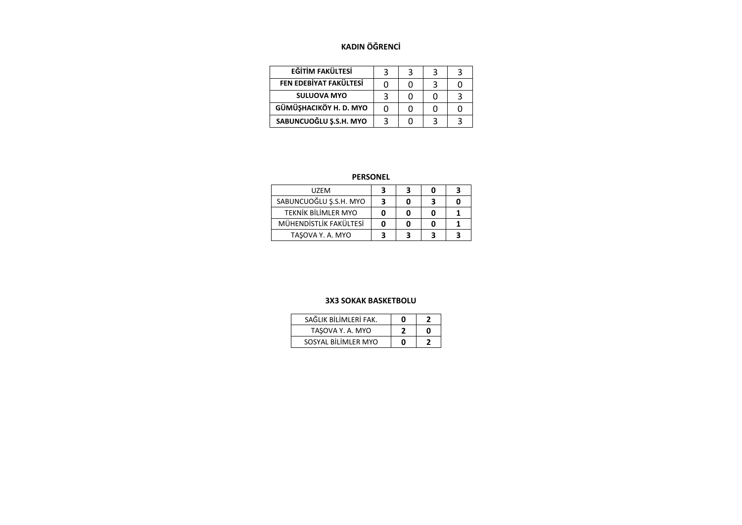## KADIN ÖĞRENCİ

| | | | | |
|---|---|---|---|---|
| **EĞİTİM FAKÜLTESİ** | 3 | 3 | 3 | 3 |
| **FEN EDEBİYAT FAKÜLTESİ** | 0 | 0 | 3 | 0 |
| **SULUOVA MYO** | 3 | 0 | 0 | 3 |
| **GÜMÜŞHACIKÖY H. D. MYO** | 0 | 0 | 0 | 0 |
| **SABUNCUOĞLU Ş.S.H. MYO** | 3 | 0 | 3 | 3 |

## PERSONEL

| | | | | |
|---|---|---|---|---|
| UZEM | **3** | **3** | **0** | **3** |
| SABUNCUOĞLU Ş.S.H. MYO | **3** | **0** | **3** | **0** |
| TEKNİK BİLİMLER MYO | **0** | **0** | **0** | **1** |
| MÜHENDİSTLİK FAKÜLTESİ | **0** | **0** | **0** | **1** |
| TAŞOVA Y. A. MYO | **3** | **3** | **3** | **3** |

## 3X3 SOKAK BASKETBOLU

| | | |
|---|---|---|
| SAĞLIK BİLİMLERİ FAK. | **0** | **2** |
| TAŞOVA Y. A. MYO | **2** | **0** |
| SOSYAL BİLİMLER MYO | **0** | **2** |